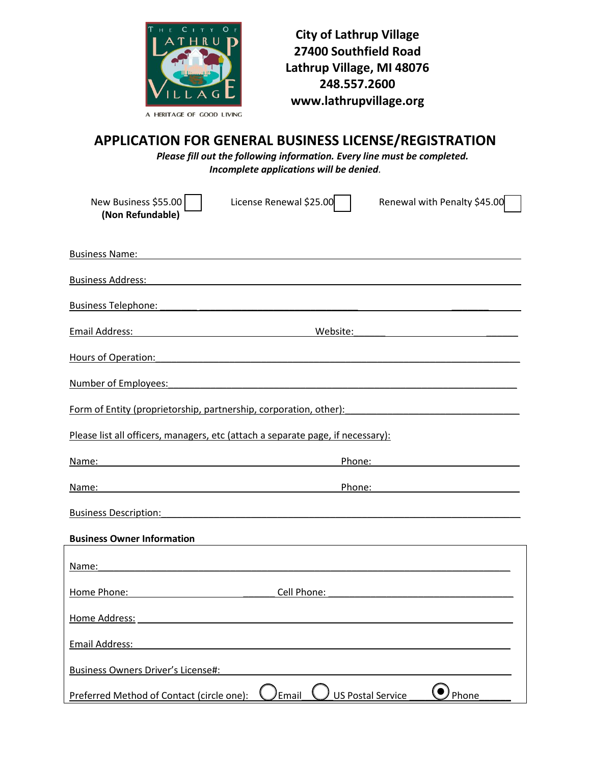**City of Lathrup Village**
**27400 Southfield Road**
**Lathrup Village, MI 48076**
**248.557.2600**
**www.lathrupvillage.org**

# APPLICATION FOR GENERAL BUSINESS LICENSE/REGISTRATION

***Please fill out the following information. Every line must be completed.***
***Incomplete applications will be denied.***

New Business $55.00 ☐ **(Non Refundable)** License Renewal $25.00 ☐ Renewal with Penalty $45.00 ☐

Business Name: ______________________________

Business Address: ______________________________

Business Telephone: ______________________________

Email Address: ______________________________ Website: ______________________________

Hours of Operation: ______________________________

Number of Employees: ______________________________

Form of Entity (proprietorship, partnership, corporation, other): ______________________________

Please list all officers, managers, etc (attach a separate page, if necessary):

Name: ______________________________ Phone: ______________________________

Name: ______________________________ Phone: ______________________________

Business Description: ______________________________

**Business Owner Information**

Name: ______________________________

Home Phone: ______________________________ Cell Phone: ______________________________

Home Address: ______________________________

Email Address: ______________________________

Business Owners Driver's License#: ______________________________

Preferred Method of Contact (circle one): ○ Email ○ US Postal Service ◉ Phone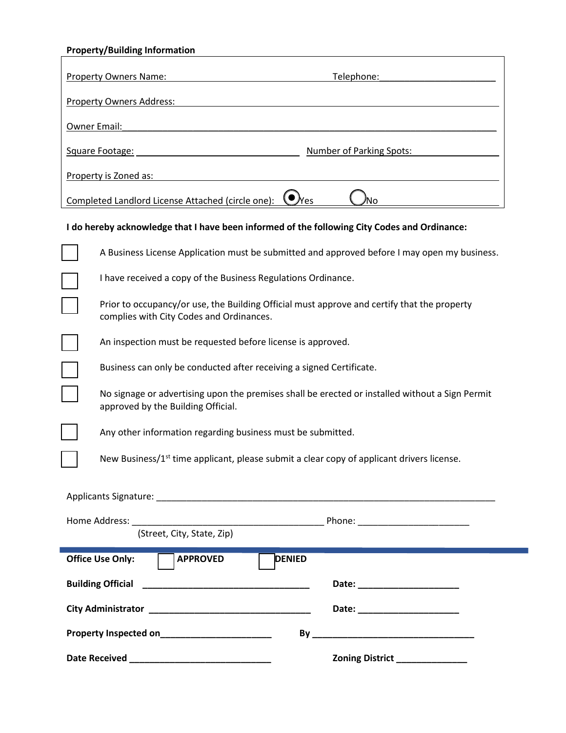**Property/Building Information**

Property Owners Name: ______________________ Telephone: ______________________

Property Owners Address: ______________________

Owner Email: ______________________

Square Footage: ______________________ Number of Parking Spots: ______________________

Property is Zoned as: ______________________

Completed Landlord License Attached (circle one): (●) Yes ( ) No

**I do hereby acknowledge that I have been informed of the following City Codes and Ordinance:**

- [ ] A Business License Application must be submitted and approved before I may open my business.
- [ ] I have received a copy of the Business Regulations Ordinance.
- [ ] Prior to occupancy/or use, the Building Official must approve and certify that the property complies with City Codes and Ordinances.
- [ ] An inspection must be requested before license is approved.
- [ ] Business can only be conducted after receiving a signed Certificate.
- [ ] No signage or advertising upon the premises shall be erected or installed without a Sign Permit approved by the Building Official.
- [ ] Any other information regarding business must be submitted.
- [ ] New Business/1st time applicant, please submit a clear copy of applicant drivers license.

Applicants Signature: ______________________

Home Address: ______________________ Phone: ______________________
(Street, City, State, Zip)

---

**Office Use Only:** ☐ **APPROVED** ☐ **DENIED**

**Building Official** ______________________ **Date:** ______________________

**City Administrator** ______________________ **Date:** ______________________

**Property Inspected on** ______________________ **By** ______________________

**Date Received** ______________________ **Zoning District** ______________________